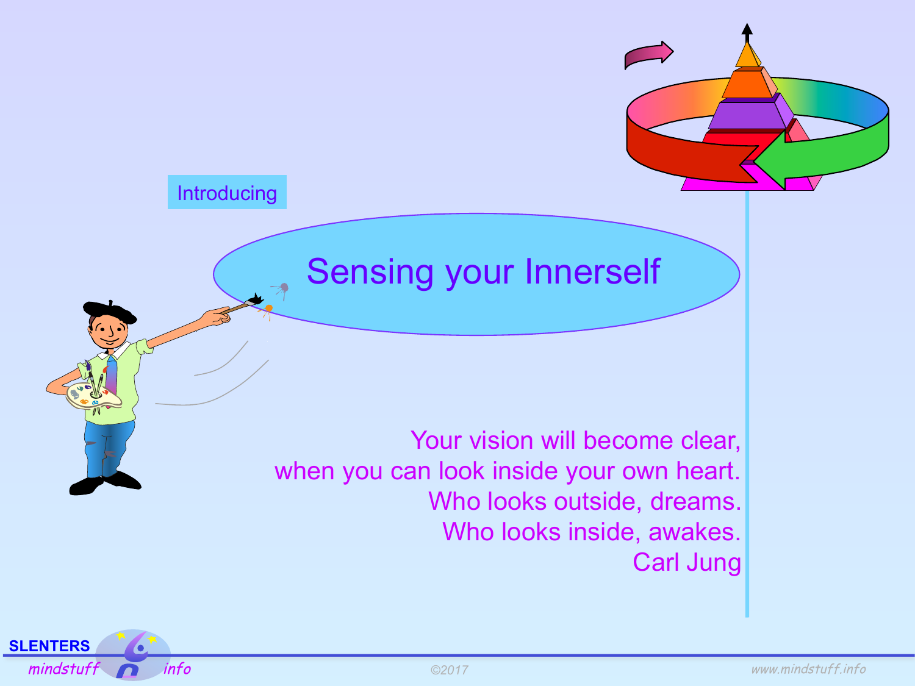Introducing

# Sensing your Innerself

Your vision will become clear,
when you can look inside your own heart.
Who looks outside, dreams.
Who looks inside, awakes.
Carl Jung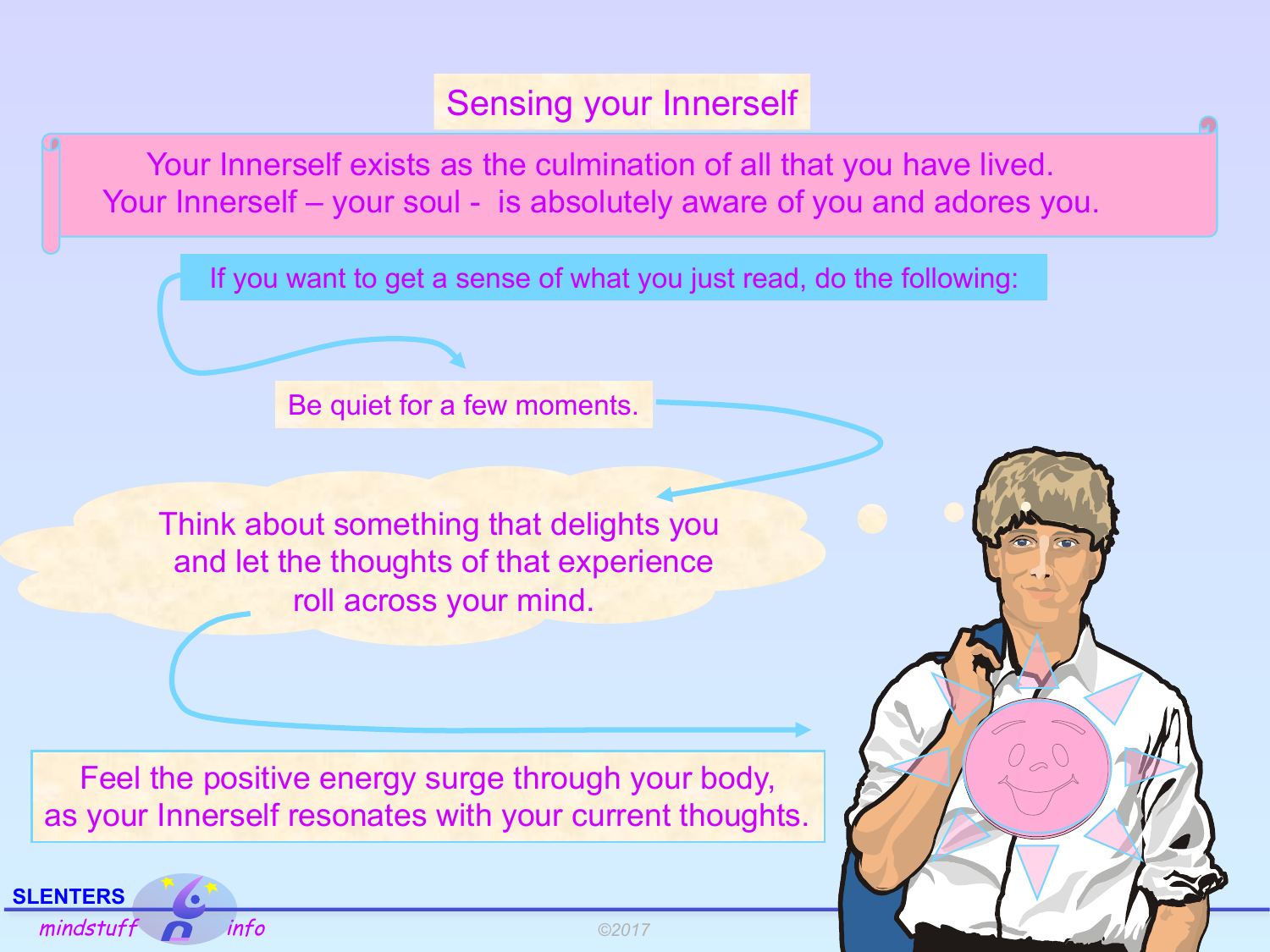# Sensing your Innerself

Your Innerself exists as the culmination of all that you have lived.
Your Innerself – your soul - is absolutely aware of you and adores you.

If you want to get a sense of what you just read, do the following:

Be quiet for a few moments.

Think about something that delights you and let the thoughts of that experience roll across your mind.

Feel the positive energy surge through your body, as your Innerself resonates with your current thoughts.

SLENTERS mindstuff info

©2017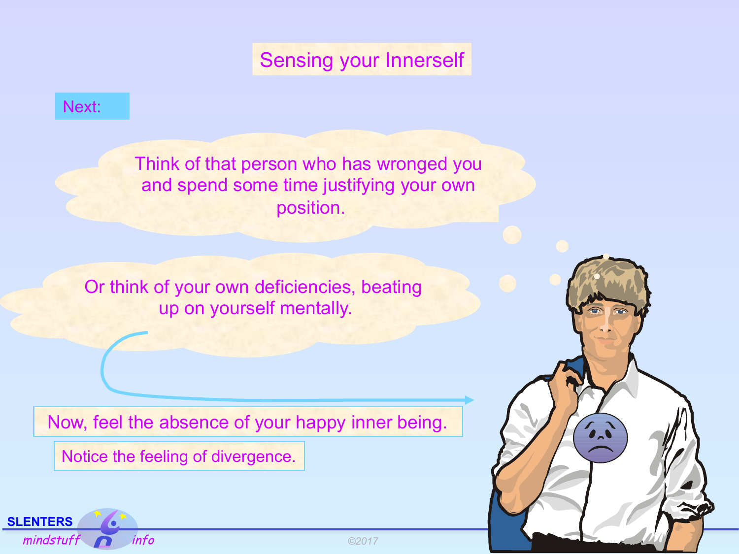# Sensing your Innerself

Next:

Think of that person who has wronged you and spend some time justifying your own position.

Or think of your own deficiencies, beating up on yourself mentally.

Now, feel the absence of your happy inner being.

Notice the feeling of divergence.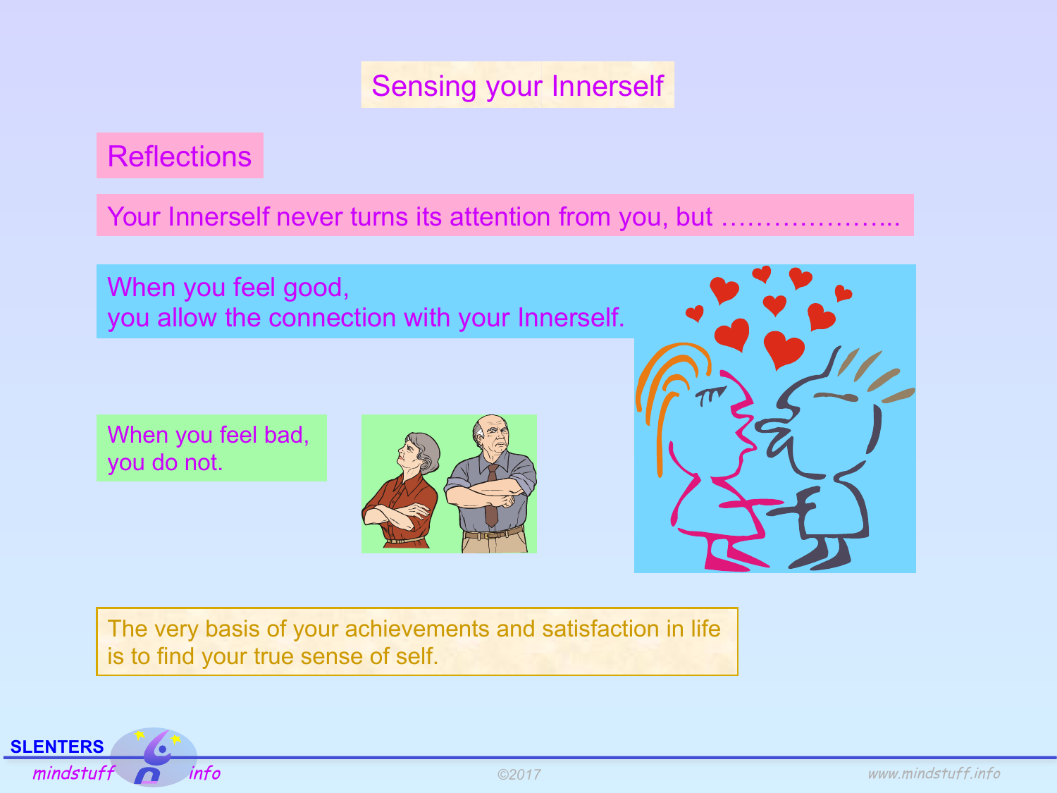# Sensing your Innerself

## Reflections

Your Innerself never turns its attention from you, but ………………...

When you feel good,
you allow the connection with your Innerself.

When you feel bad,
you do not.

The very basis of your achievements and satisfaction in life is to find your true sense of self.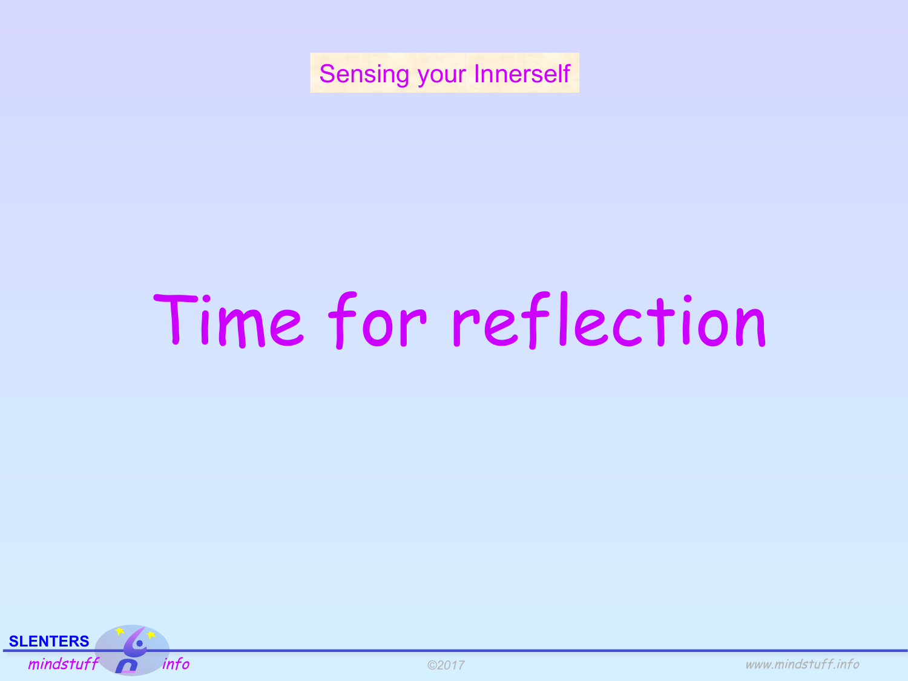Sensing your Innerself

# Time for reflection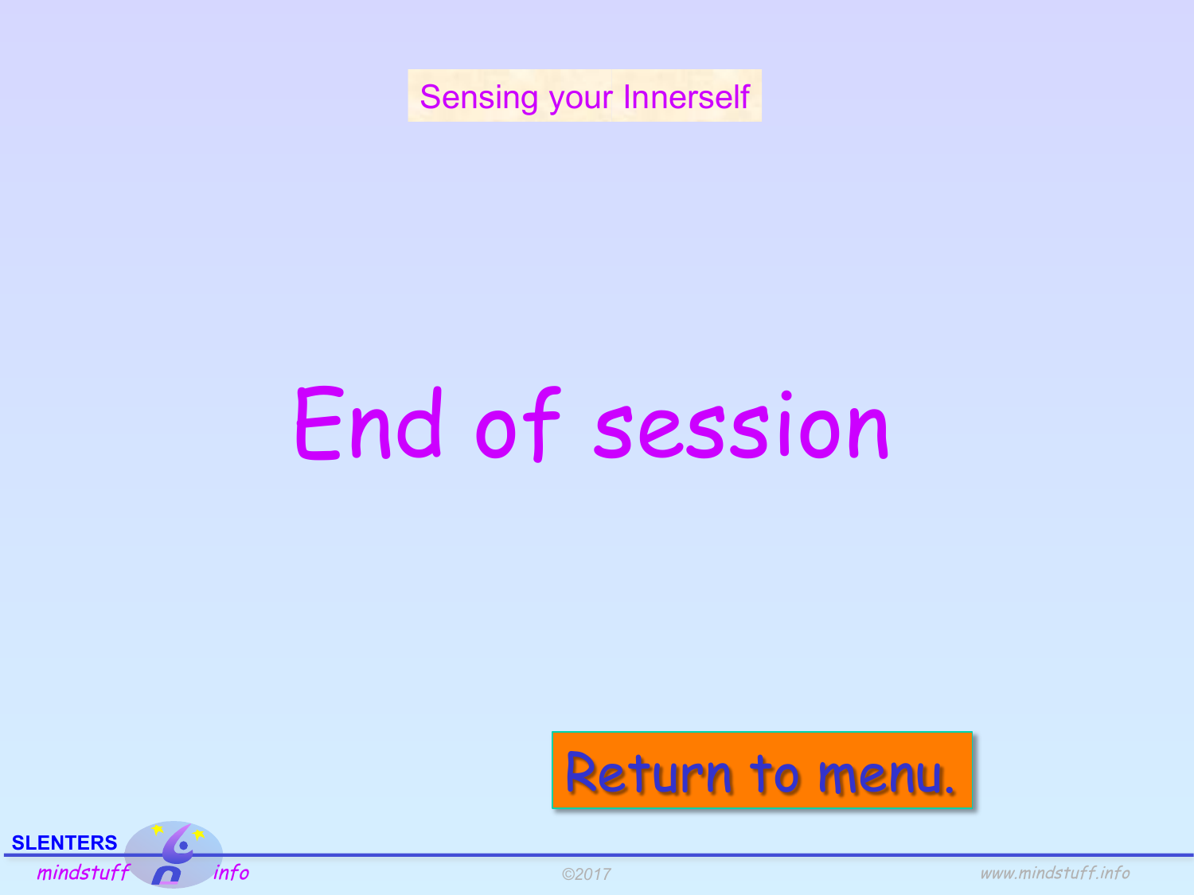Sensing your Innerself

# End of session

Return to menu.